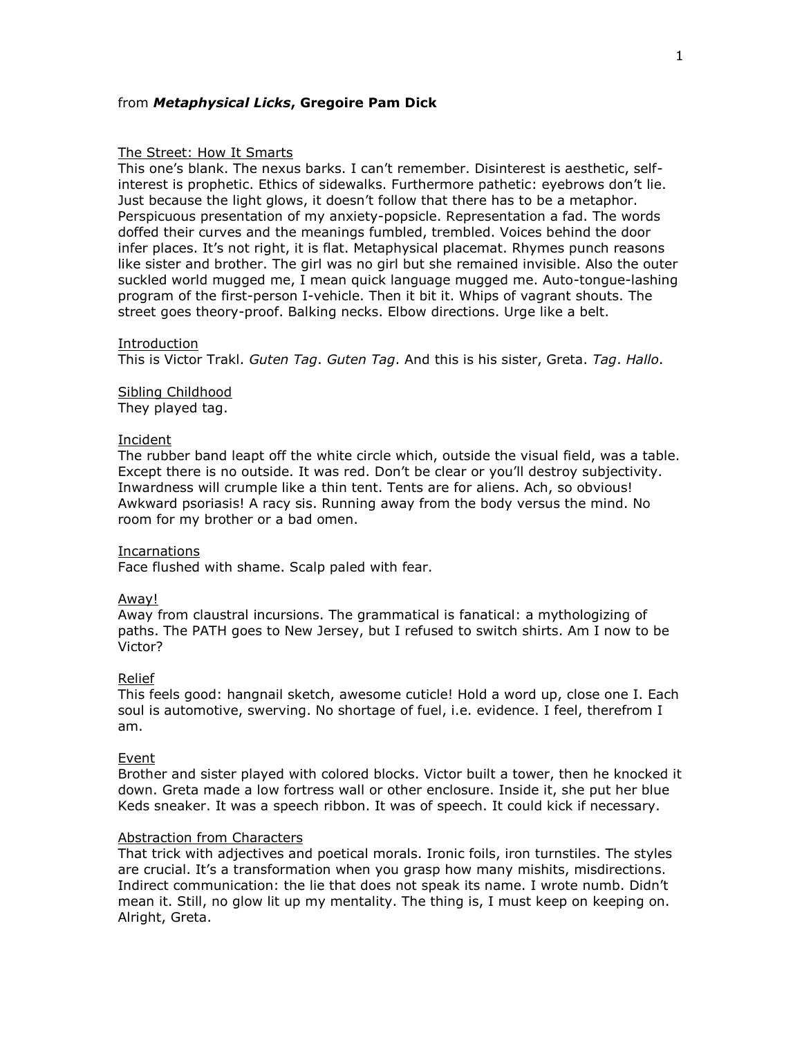from ***Metaphysical Licks*, Gregoire Pam Dick**

<u>The Street: How It Smarts</u>
This one's blank. The nexus barks. I can't remember. Disinterest is aesthetic, self-interest is prophetic. Ethics of sidewalks. Furthermore pathetic: eyebrows don't lie. Just because the light glows, it doesn't follow that there has to be a metaphor. Perspicuous presentation of my anxiety-popsicle. Representation a fad. The words doffed their curves and the meanings fumbled, trembled. Voices behind the door infer places. It's not right, it is flat. Metaphysical placemat. Rhymes punch reasons like sister and brother. The girl was no girl but she remained invisible. Also the outer suckled world mugged me, I mean quick language mugged me. Auto-tongue-lashing program of the first-person I-vehicle. Then it bit it. Whips of vagrant shouts. The street goes theory-proof. Balking necks. Elbow directions. Urge like a belt.

<u>Introduction</u>
This is Victor Trakl. *Guten Tag*. *Guten Tag*. And this is his sister, Greta. *Tag*. *Hallo*.

<u>Sibling Childhood</u>
They played tag.

<u>Incident</u>
The rubber band leapt off the white circle which, outside the visual field, was a table. Except there is no outside. It was red. Don't be clear or you'll destroy subjectivity. Inwardness will crumple like a thin tent. Tents are for aliens. Ach, so obvious! Awkward psoriasis! A racy sis. Running away from the body versus the mind. No room for my brother or a bad omen.

<u>Incarnations</u>
Face flushed with shame. Scalp paled with fear.

<u>Away!</u>
Away from claustral incursions. The grammatical is fanatical: a mythologizing of paths. The PATH goes to New Jersey, but I refused to switch shirts. Am I now to be Victor?

<u>Relief</u>
This feels good: hangnail sketch, awesome cuticle! Hold a word up, close one I. Each soul is automotive, swerving. No shortage of fuel, i.e. evidence. I feel, therefrom I am.

<u>Event</u>
Brother and sister played with colored blocks. Victor built a tower, then he knocked it down. Greta made a low fortress wall or other enclosure. Inside it, she put her blue Keds sneaker. It was a speech ribbon. It was of speech. It could kick if necessary.

<u>Abstraction from Characters</u>
That trick with adjectives and poetical morals. Ironic foils, iron turnstiles. The styles are crucial. It's a transformation when you grasp how many mishits, misdirections. Indirect communication: the lie that does not speak its name. I wrote numb. Didn't mean it. Still, no glow lit up my mentality. The thing is, I must keep on keeping on. Alright, Greta.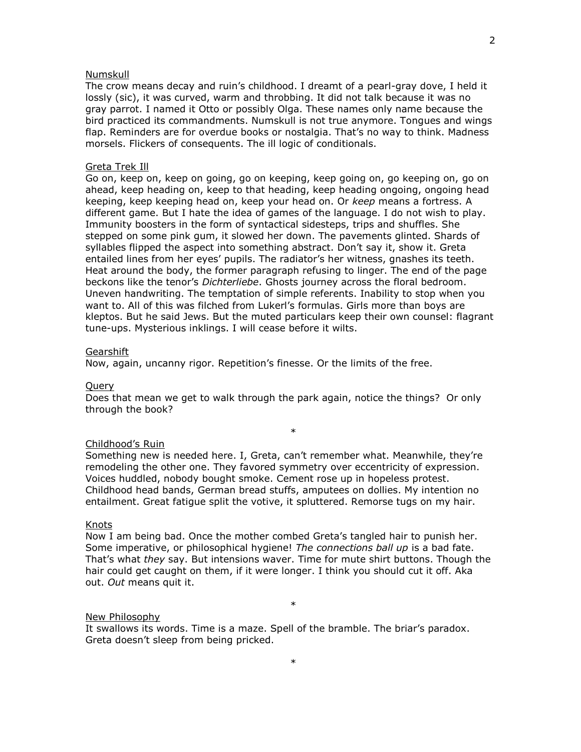Numskull

The crow means decay and ruin's childhood. I dreamt of a pearl-gray dove, I held it lossly (sic), it was curved, warm and throbbing. It did not talk because it was no gray parrot. I named it Otto or possibly Olga. These names only name because the bird practiced its commandments. Numskull is not true anymore. Tongues and wings flap. Reminders are for overdue books or nostalgia. That's no way to think. Madness morsels. Flickers of consequents. The ill logic of conditionals.

Greta Trek Ill

Go on, keep on, keep on going, go on keeping, keep going on, go keeping on, go on ahead, keep heading on, keep to that heading, keep heading ongoing, ongoing head keeping, keep keeping head on, keep your head on. Or *keep* means a fortress. A different game. But I hate the idea of games of the language. I do not wish to play. Immunity boosters in the form of syntactical sidesteps, trips and shuffles. She stepped on some pink gum, it slowed her down. The pavements glinted. Shards of syllables flipped the aspect into something abstract. Don't say it, show it. Greta entailed lines from her eyes' pupils. The radiator's her witness, gnashes its teeth. Heat around the body, the former paragraph refusing to linger. The end of the page beckons like the tenor's *Dichterliebe*. Ghosts journey across the floral bedroom. Uneven handwriting. The temptation of simple referents. Inability to stop when you want to. All of this was filched from Lukerl's formulas. Girls more than boys are kleptos. But he said Jews. But the muted particulars keep their own counsel: flagrant tune-ups. Mysterious inklings. I will cease before it wilts.

Gearshift

Now, again, uncanny rigor. Repetition's finesse. Or the limits of the free.

Query

Does that mean we get to walk through the park again, notice the things? Or only through the book?

*

Childhood's Ruin

Something new is needed here. I, Greta, can't remember what. Meanwhile, they're remodeling the other one. They favored symmetry over eccentricity of expression. Voices huddled, nobody bought smoke. Cement rose up in hopeless protest. Childhood head bands, German bread stuffs, amputees on dollies. My intention no entailment. Great fatigue split the votive, it spluttered. Remorse tugs on my hair.

Knots

Now I am being bad. Once the mother combed Greta's tangled hair to punish her. Some imperative, or philosophical hygiene! *The connections ball up* is a bad fate. That's what *they* say. But intensions waver. Time for mute shirt buttons. Though the hair could get caught on them, if it were longer. I think you should cut it off. Aka out. *Out* means quit it.

*

New Philosophy

It swallows its words. Time is a maze. Spell of the bramble. The briar's paradox. Greta doesn't sleep from being pricked.

*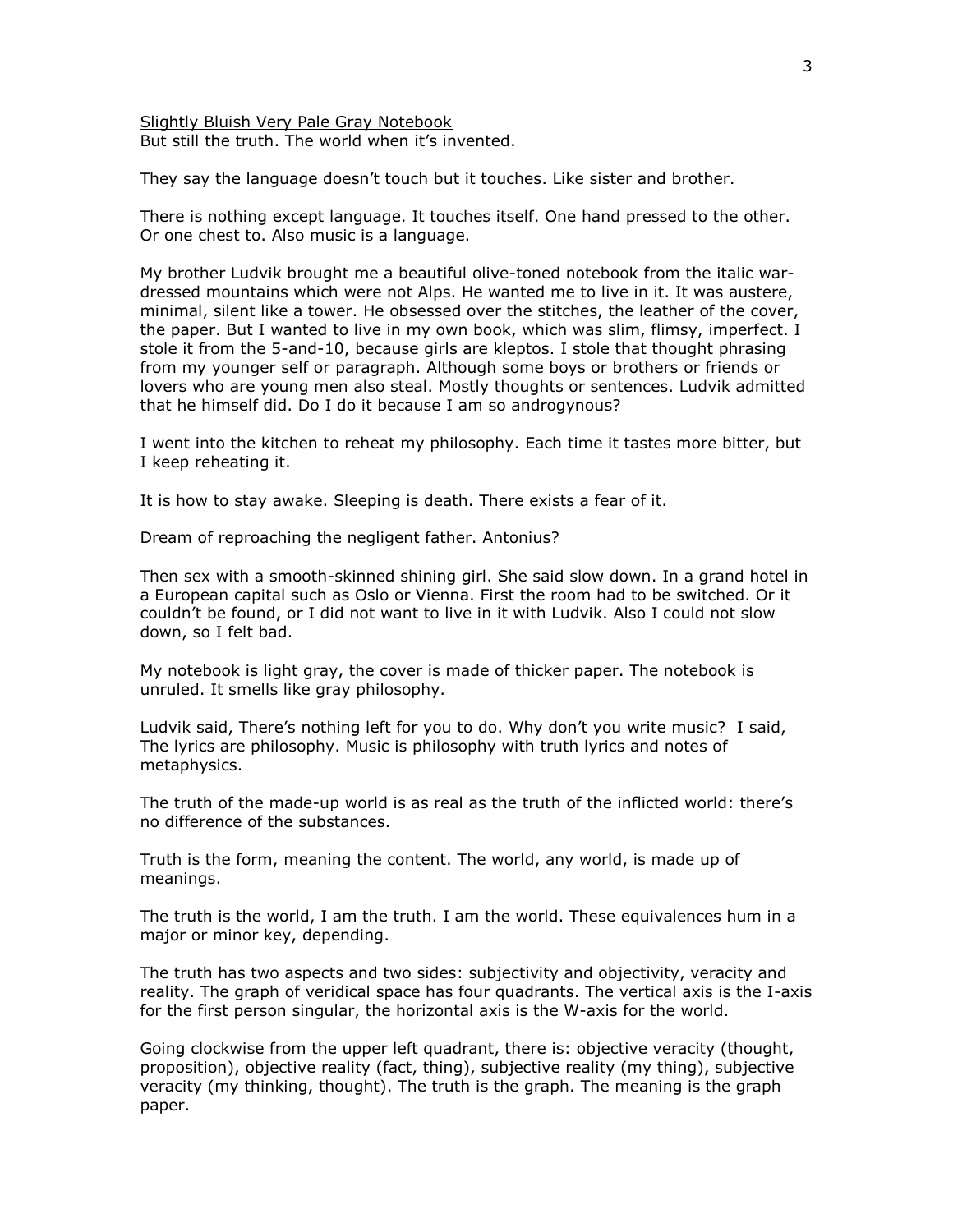<u>Slightly Bluish Very Pale Gray Notebook</u>
But still the truth. The world when it's invented.

They say the language doesn't touch but it touches. Like sister and brother.

There is nothing except language. It touches itself. One hand pressed to the other. Or one chest to. Also music is a language.

My brother Ludvik brought me a beautiful olive-toned notebook from the italic war-dressed mountains which were not Alps. He wanted me to live in it. It was austere, minimal, silent like a tower. He obsessed over the stitches, the leather of the cover, the paper. But I wanted to live in my own book, which was slim, flimsy, imperfect. I stole it from the 5-and-10, because girls are kleptos. I stole that thought phrasing from my younger self or paragraph. Although some boys or brothers or friends or lovers who are young men also steal. Mostly thoughts or sentences. Ludvik admitted that he himself did. Do I do it because I am so androgynous?

I went into the kitchen to reheat my philosophy. Each time it tastes more bitter, but I keep reheating it.

It is how to stay awake. Sleeping is death. There exists a fear of it.

Dream of reproaching the negligent father. Antonius?

Then sex with a smooth-skinned shining girl. She said slow down. In a grand hotel in a European capital such as Oslo or Vienna. First the room had to be switched. Or it couldn't be found, or I did not want to live in it with Ludvik. Also I could not slow down, so I felt bad.

My notebook is light gray, the cover is made of thicker paper. The notebook is unruled. It smells like gray philosophy.

Ludvik said, There's nothing left for you to do. Why don't you write music? I said, The lyrics are philosophy. Music is philosophy with truth lyrics and notes of metaphysics.

The truth of the made-up world is as real as the truth of the inflicted world: there's no difference of the substances.

Truth is the form, meaning the content. The world, any world, is made up of meanings.

The truth is the world, I am the truth. I am the world. These equivalences hum in a major or minor key, depending.

The truth has two aspects and two sides: subjectivity and objectivity, veracity and reality. The graph of veridical space has four quadrants. The vertical axis is the I-axis for the first person singular, the horizontal axis is the W-axis for the world.

Going clockwise from the upper left quadrant, there is: objective veracity (thought, proposition), objective reality (fact, thing), subjective reality (my thing), subjective veracity (my thinking, thought). The truth is the graph. The meaning is the graph paper.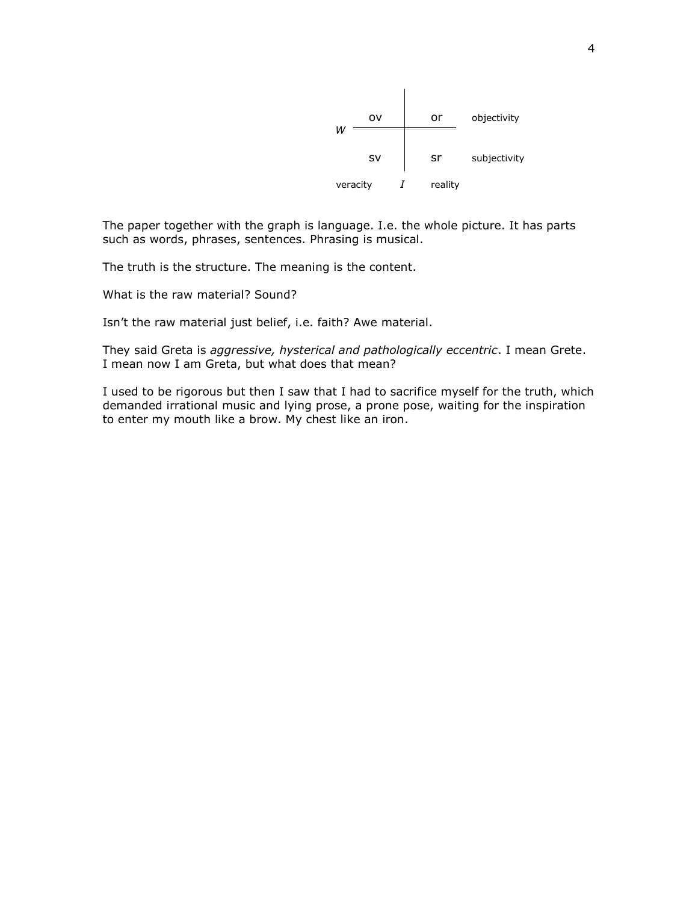ov
or
objectivity
W
sv
sr
subjectivity
veracity
I
reality

The paper together with the graph is language. I.e. the whole picture. It has parts such as words, phrases, sentences. Phrasing is musical.

The truth is the structure. The meaning is the content.

What is the raw material? Sound?

Isn't the raw material just belief, i.e. faith? Awe material.

They said Greta is *aggressive, hysterical and pathologically eccentric*. I mean Grete. I mean now I am Greta, but what does that mean?

I used to be rigorous but then I saw that I had to sacrifice myself for the truth, which demanded irrational music and lying prose, a prone pose, waiting for the inspiration to enter my mouth like a brow. My chest like an iron.